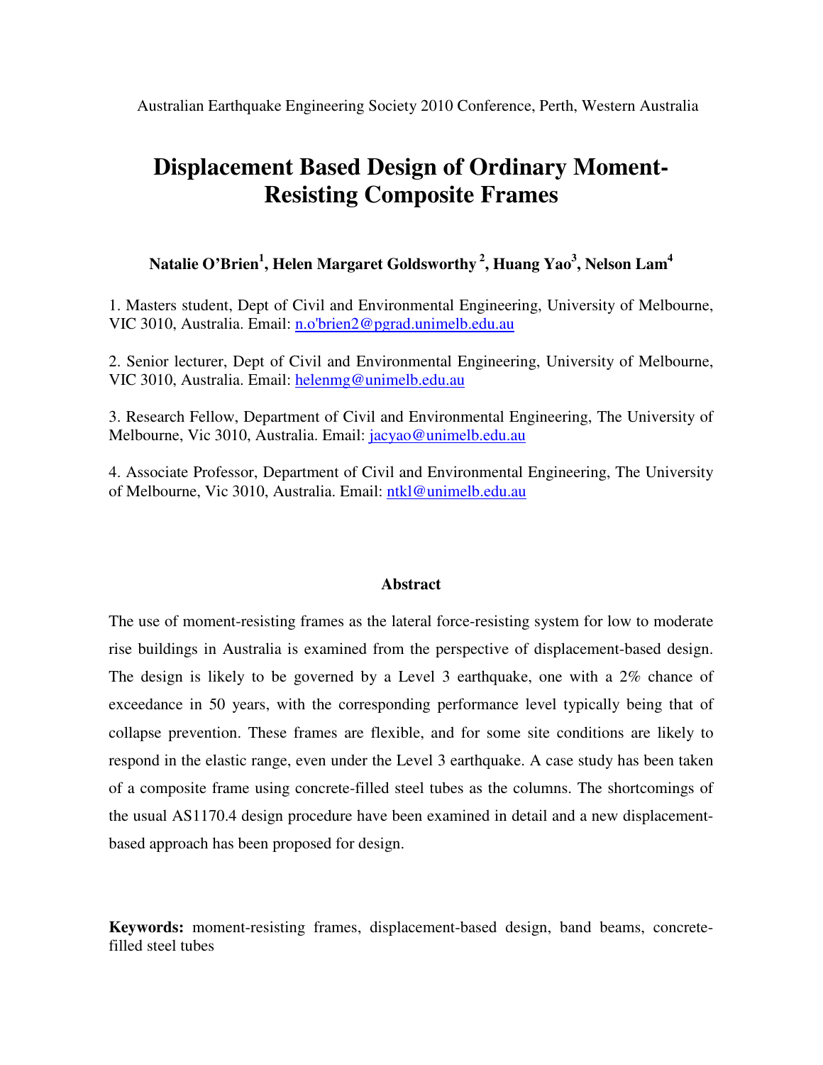Australian Earthquake Engineering Society 2010 Conference, Perth, Western Australia

# Displacement Based Design of Ordinary Moment-Resisting Composite Frames

**Natalie O'Brien[1], Helen Margaret Goldsworthy [2], Huang Yao[3], Nelson Lam[4]**

1. Masters student, Dept of Civil and Environmental Engineering, University of Melbourne, VIC 3010, Australia. Email: n.o'brien2@pgrad.unimelb.edu.au

2. Senior lecturer, Dept of Civil and Environmental Engineering, University of Melbourne, VIC 3010, Australia. Email: helenmg@unimelb.edu.au

3. Research Fellow, Department of Civil and Environmental Engineering, The University of Melbourne, Vic 3010, Australia. Email: jacyao@unimelb.edu.au

4. Associate Professor, Department of Civil and Environmental Engineering, The University of Melbourne, Vic 3010, Australia. Email: ntkl@unimelb.edu.au

## Abstract

The use of moment-resisting frames as the lateral force-resisting system for low to moderate rise buildings in Australia is examined from the perspective of displacement-based design. The design is likely to be governed by a Level 3 earthquake, one with a 2% chance of exceedance in 50 years, with the corresponding performance level typically being that of collapse prevention. These frames are flexible, and for some site conditions are likely to respond in the elastic range, even under the Level 3 earthquake. A case study has been taken of a composite frame using concrete-filled steel tubes as the columns. The shortcomings of the usual AS1170.4 design procedure have been examined in detail and a new displacement-based approach has been proposed for design.

**Keywords:** moment-resisting frames, displacement-based design, band beams, concrete-filled steel tubes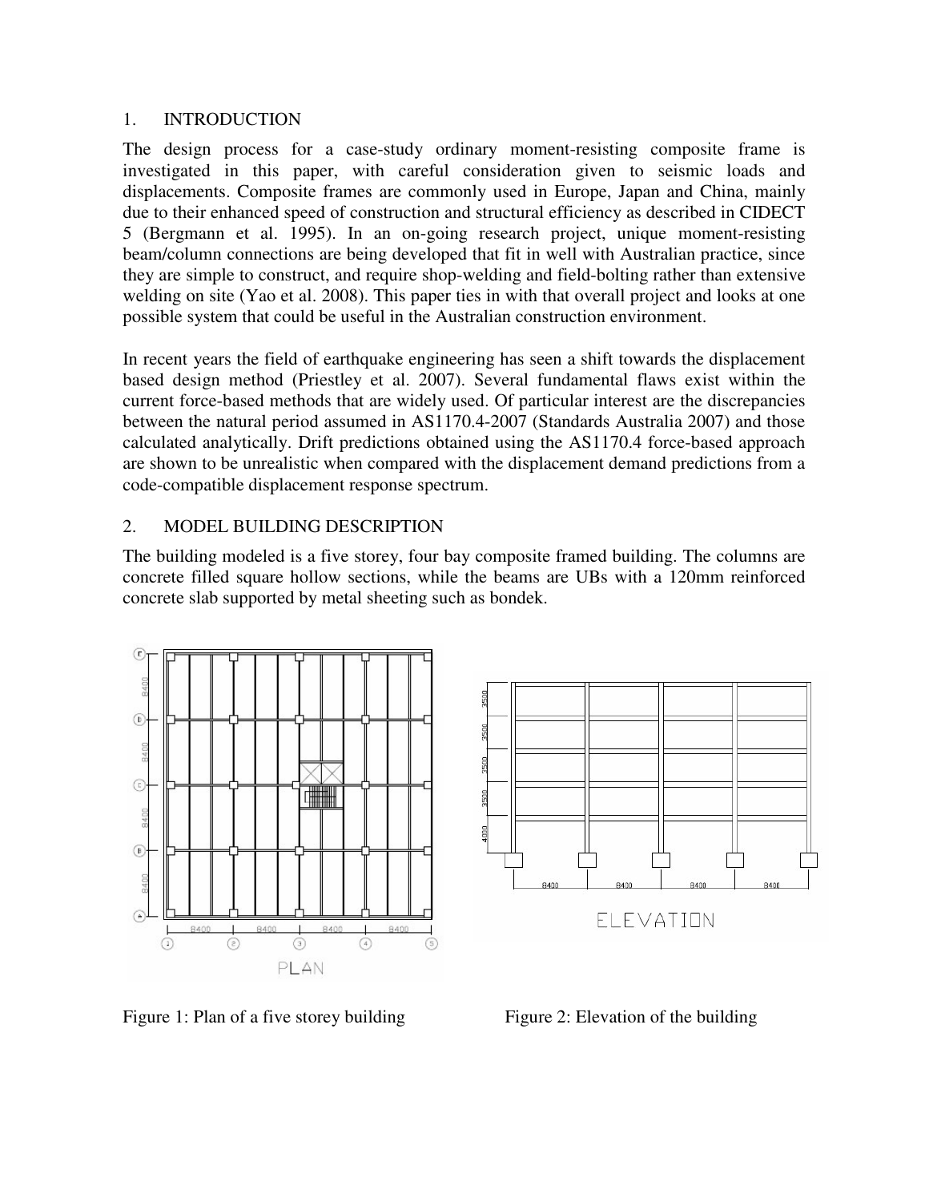## 1. INTRODUCTION

The design process for a case-study ordinary moment-resisting composite frame is investigated in this paper, with careful consideration given to seismic loads and displacements. Composite frames are commonly used in Europe, Japan and China, mainly due to their enhanced speed of construction and structural efficiency as described in CIDECT 5 (Bergmann et al. 1995). In an on-going research project, unique moment-resisting beam/column connections are being developed that fit in well with Australian practice, since they are simple to construct, and require shop-welding and field-bolting rather than extensive welding on site (Yao et al. 2008). This paper ties in with that overall project and looks at one possible system that could be useful in the Australian construction environment.

In recent years the field of earthquake engineering has seen a shift towards the displacement based design method (Priestley et al. 2007). Several fundamental flaws exist within the current force-based methods that are widely used. Of particular interest are the discrepancies between the natural period assumed in AS1170.4-2007 (Standards Australia 2007) and those calculated analytically. Drift predictions obtained using the AS1170.4 force-based approach are shown to be unrealistic when compared with the displacement demand predictions from a code-compatible displacement response spectrum.

## 2. MODEL BUILDING DESCRIPTION

The building modeled is a five storey, four bay composite framed building. The columns are concrete filled square hollow sections, while the beams are UBs with a 120mm reinforced concrete slab supported by metal sheeting such as bondek.

Figure 1: Plan of a five storey building

Figure 2: Elevation of the building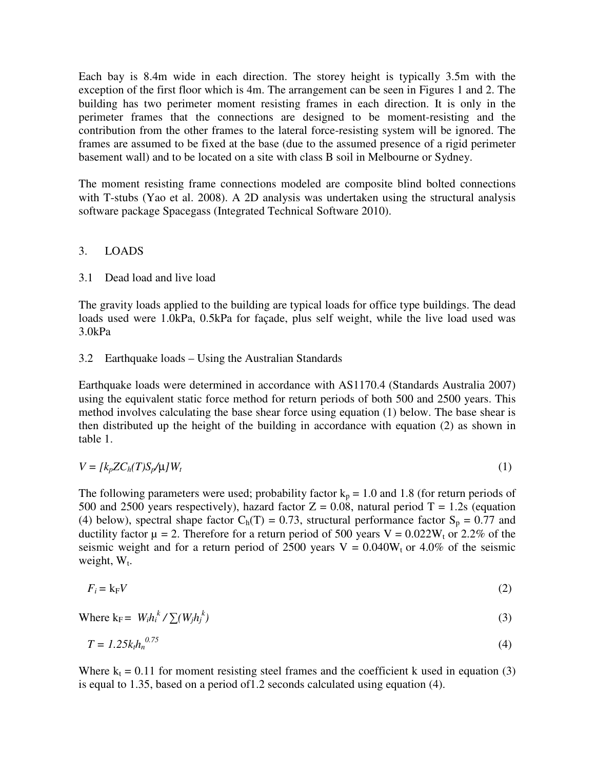Each bay is 8.4m wide in each direction. The storey height is typically 3.5m with the exception of the first floor which is 4m. The arrangement can be seen in Figures 1 and 2. The building has two perimeter moment resisting frames in each direction. It is only in the perimeter frames that the connections are designed to be moment-resisting and the contribution from the other frames to the lateral force-resisting system will be ignored. The frames are assumed to be fixed at the base (due to the assumed presence of a rigid perimeter basement wall) and to be located on a site with class B soil in Melbourne or Sydney.

The moment resisting frame connections modeled are composite blind bolted connections with T-stubs (Yao et al. 2008). A 2D analysis was undertaken using the structural analysis software package Spacegass (Integrated Technical Software 2010).

## 3. LOADS

### 3.1 Dead load and live load

The gravity loads applied to the building are typical loads for office type buildings. The dead loads used were 1.0kPa, 0.5kPa for façade, plus self weight, while the live load used was 3.0kPa

### 3.2 Earthquake loads – Using the Australian Standards

Earthquake loads were determined in accordance with AS1170.4 (Standards Australia 2007) using the equivalent static force method for return periods of both 500 and 2500 years. This method involves calculating the base shear force using equation (1) below. The base shear is then distributed up the height of the building in accordance with equation (2) as shown in table 1.

$$V = [k_p Z C_h(T) S_p / \mu] W_t \tag{1}$$

The following parameters were used; probability factor $k_p = 1.0$ and 1.8 (for return periods of 500 and 2500 years respectively), hazard factor $Z = 0.08$, natural period $T = 1.2$s (equation (4) below), spectral shape factor $C_h(T) = 0.73$, structural performance factor $S_p = 0.77$ and ductility factor $\mu = 2$. Therefore for a return period of 500 years $V = 0.022W_t$ or 2.2% of the seismic weight and for a return period of 2500 years $V = 0.040W_t$ or 4.0% of the seismic weight, $W_t$.

$$F_i = k_F V \tag{2}$$

$$\text{Where } k_F = W_i h_i^{\,k} / \sum(W_j h_j^{\,k}) \tag{3}$$

$$T = 1.25 k_t h_n^{0.75} \tag{4}$$

Where $k_t = 0.11$ for moment resisting steel frames and the coefficient k used in equation (3) is equal to 1.35, based on a period of1.2 seconds calculated using equation (4).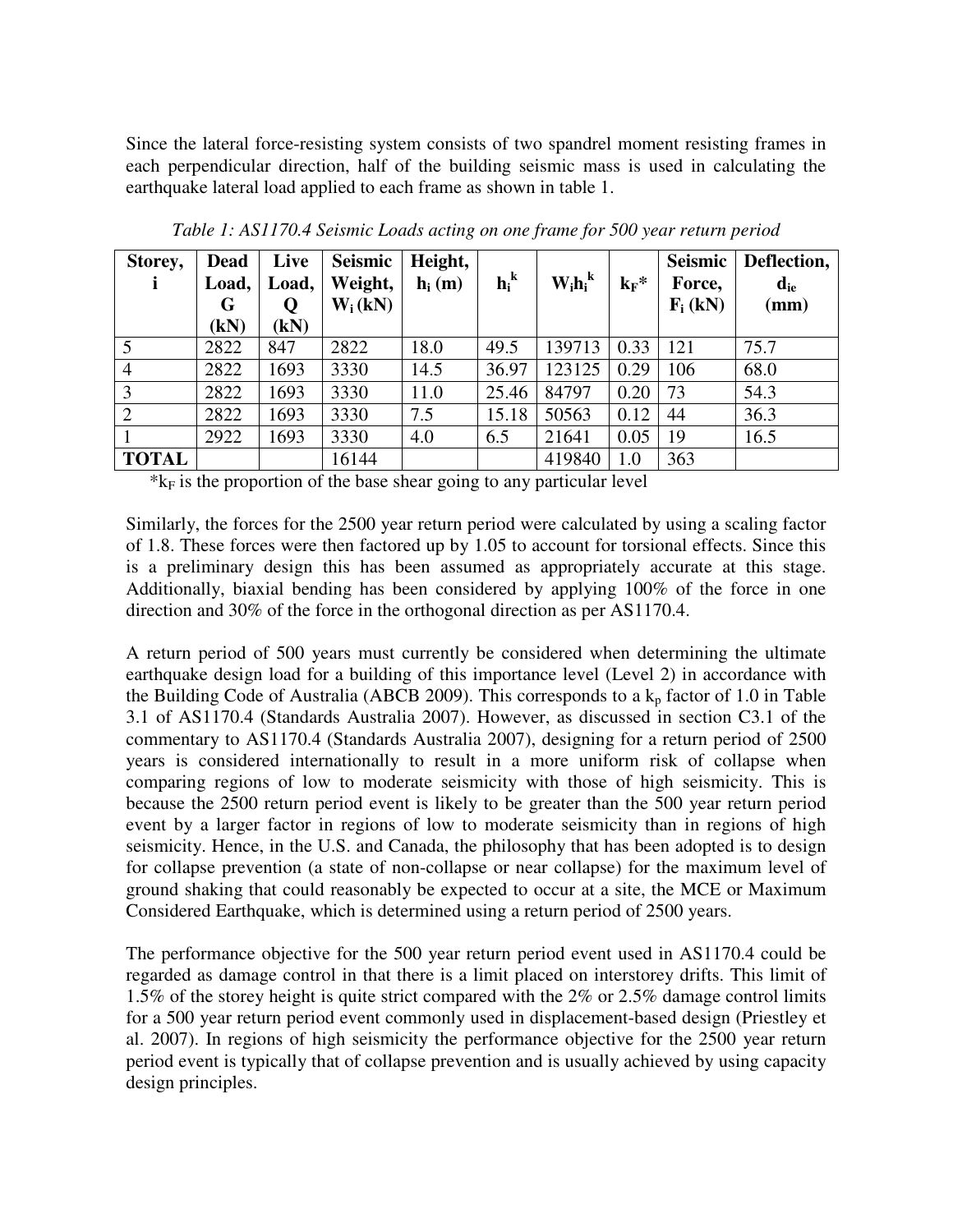Since the lateral force-resisting system consists of two spandrel moment resisting frames in each perpendicular direction, half of the building seismic mass is used in calculating the earthquake lateral load applied to each frame as shown in table 1.

*Table 1: AS1170.4 Seismic Loads acting on one frame for 500 year return period*

| Storey, i | Dead Load, G (kN) | Live Load, Q (kN) | Seismic Weight, $W_i$ (kN) | Height, $h_i$ (m) | $h_i^k$ | $W_i h_i^k$ | $k_F$* | Seismic Force, $F_i$ (kN) | Deflection, $d_{ie}$ (mm) |
|---|---|---|---|---|---|---|---|---|---|
| 5 | 2822 | 847 | 2822 | 18.0 | 49.5 | 139713 | 0.33 | 121 | 75.7 |
| 4 | 2822 | 1693 | 3330 | 14.5 | 36.97 | 123125 | 0.29 | 106 | 68.0 |
| 3 | 2822 | 1693 | 3330 | 11.0 | 25.46 | 84797 | 0.20 | 73 | 54.3 |
| 2 | 2822 | 1693 | 3330 | 7.5 | 15.18 | 50563 | 0.12 | 44 | 36.3 |
| 1 | 2922 | 1693 | 3330 | 4.0 | 6.5 | 21641 | 0.05 | 19 | 16.5 |
| **TOTAL** | | | 16144 | | | 419840 | 1.0 | 363 | |

*$k_F$ is the proportion of the base shear going to any particular level

Similarly, the forces for the 2500 year return period were calculated by using a scaling factor of 1.8. These forces were then factored up by 1.05 to account for torsional effects. Since this is a preliminary design this has been assumed as appropriately accurate at this stage. Additionally, biaxial bending has been considered by applying 100% of the force in one direction and 30% of the force in the orthogonal direction as per AS1170.4.

A return period of 500 years must currently be considered when determining the ultimate earthquake design load for a building of this importance level (Level 2) in accordance with the Building Code of Australia (ABCB 2009). This corresponds to a $k_p$ factor of 1.0 in Table 3.1 of AS1170.4 (Standards Australia 2007). However, as discussed in section C3.1 of the commentary to AS1170.4 (Standards Australia 2007), designing for a return period of 2500 years is considered internationally to result in a more uniform risk of collapse when comparing regions of low to moderate seismicity with those of high seismicity. This is because the 2500 return period event is likely to be greater than the 500 year return period event by a larger factor in regions of low to moderate seismicity than in regions of high seismicity. Hence, in the U.S. and Canada, the philosophy that has been adopted is to design for collapse prevention (a state of non-collapse or near collapse) for the maximum level of ground shaking that could reasonably be expected to occur at a site, the MCE or Maximum Considered Earthquake, which is determined using a return period of 2500 years.

The performance objective for the 500 year return period event used in AS1170.4 could be regarded as damage control in that there is a limit placed on interstorey drifts. This limit of 1.5% of the storey height is quite strict compared with the 2% or 2.5% damage control limits for a 500 year return period event commonly used in displacement-based design (Priestley et al. 2007). In regions of high seismicity the performance objective for the 2500 year return period event is typically that of collapse prevention and is usually achieved by using capacity design principles.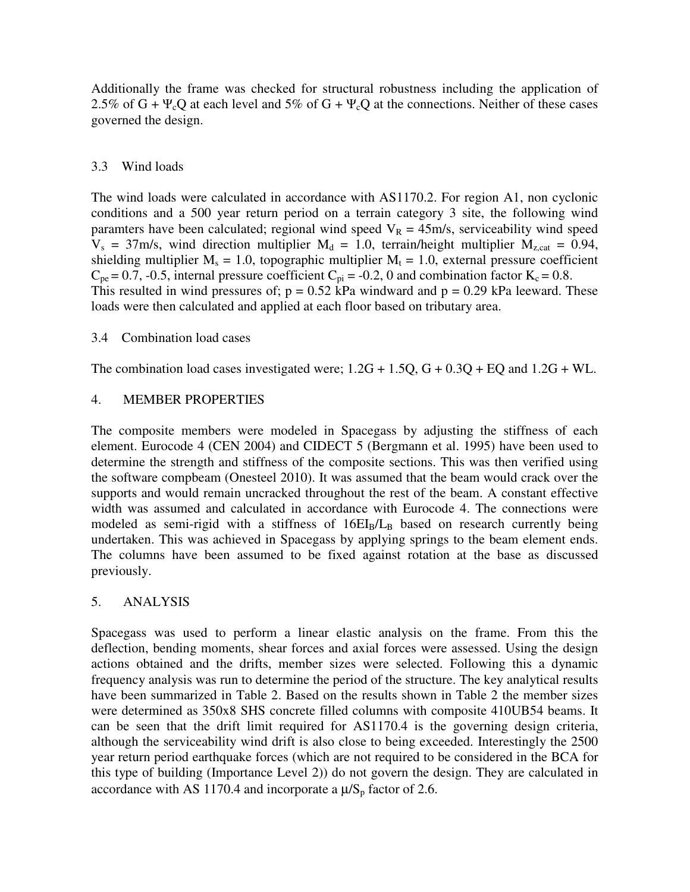Additionally the frame was checked for structural robustness including the application of 2.5% of $G + \Psi_c Q$ at each level and 5% of $G + \Psi_c Q$ at the connections. Neither of these cases governed the design.

## 3.3 Wind loads

The wind loads were calculated in accordance with AS1170.2. For region A1, non cyclonic conditions and a 500 year return period on a terrain category 3 site, the following wind paramters have been calculated; regional wind speed $V_R$ = 45m/s, serviceability wind speed $V_s$ = 37m/s, wind direction multiplier $M_d$ = 1.0, terrain/height multiplier $M_{z,cat}$ = 0.94, shielding multiplier $M_s$ = 1.0, topographic multiplier $M_t$ = 1.0, external pressure coefficient $C_{pe}$ = 0.7, -0.5, internal pressure coefficient $C_{pi}$ = -0.2, 0 and combination factor $K_c$ = 0.8. This resulted in wind pressures of; p = 0.52 kPa windward and p = 0.29 kPa leeward. These loads were then calculated and applied at each floor based on tributary area.

## 3.4 Combination load cases

The combination load cases investigated were; 1.2G + 1.5Q, G + 0.3Q + EQ and 1.2G + WL.

## 4. MEMBER PROPERTIES

The composite members were modeled in Spacegass by adjusting the stiffness of each element. Eurocode 4 (CEN 2004) and CIDECT 5 (Bergmann et al. 1995) have been used to determine the strength and stiffness of the composite sections. This was then verified using the software compbeam (Onesteel 2010). It was assumed that the beam would crack over the supports and would remain uncracked throughout the rest of the beam. A constant effective width was assumed and calculated in accordance with Eurocode 4. The connections were modeled as semi-rigid with a stiffness of $16EI_B/L_B$ based on research currently being undertaken. This was achieved in Spacegass by applying springs to the beam element ends. The columns have been assumed to be fixed against rotation at the base as discussed previously.

## 5. ANALYSIS

Spacegass was used to perform a linear elastic analysis on the frame. From this the deflection, bending moments, shear forces and axial forces were assessed. Using the design actions obtained and the drifts, member sizes were selected. Following this a dynamic frequency analysis was run to determine the period of the structure. The key analytical results have been summarized in Table 2. Based on the results shown in Table 2 the member sizes were determined as 350x8 SHS concrete filled columns with composite 410UB54 beams. It can be seen that the drift limit required for AS1170.4 is the governing design criteria, although the serviceability wind drift is also close to being exceeded. Interestingly the 2500 year return period earthquake forces (which are not required to be considered in the BCA for this type of building (Importance Level 2)) do not govern the design. They are calculated in accordance with AS 1170.4 and incorporate a $\mu/S_p$ factor of 2.6.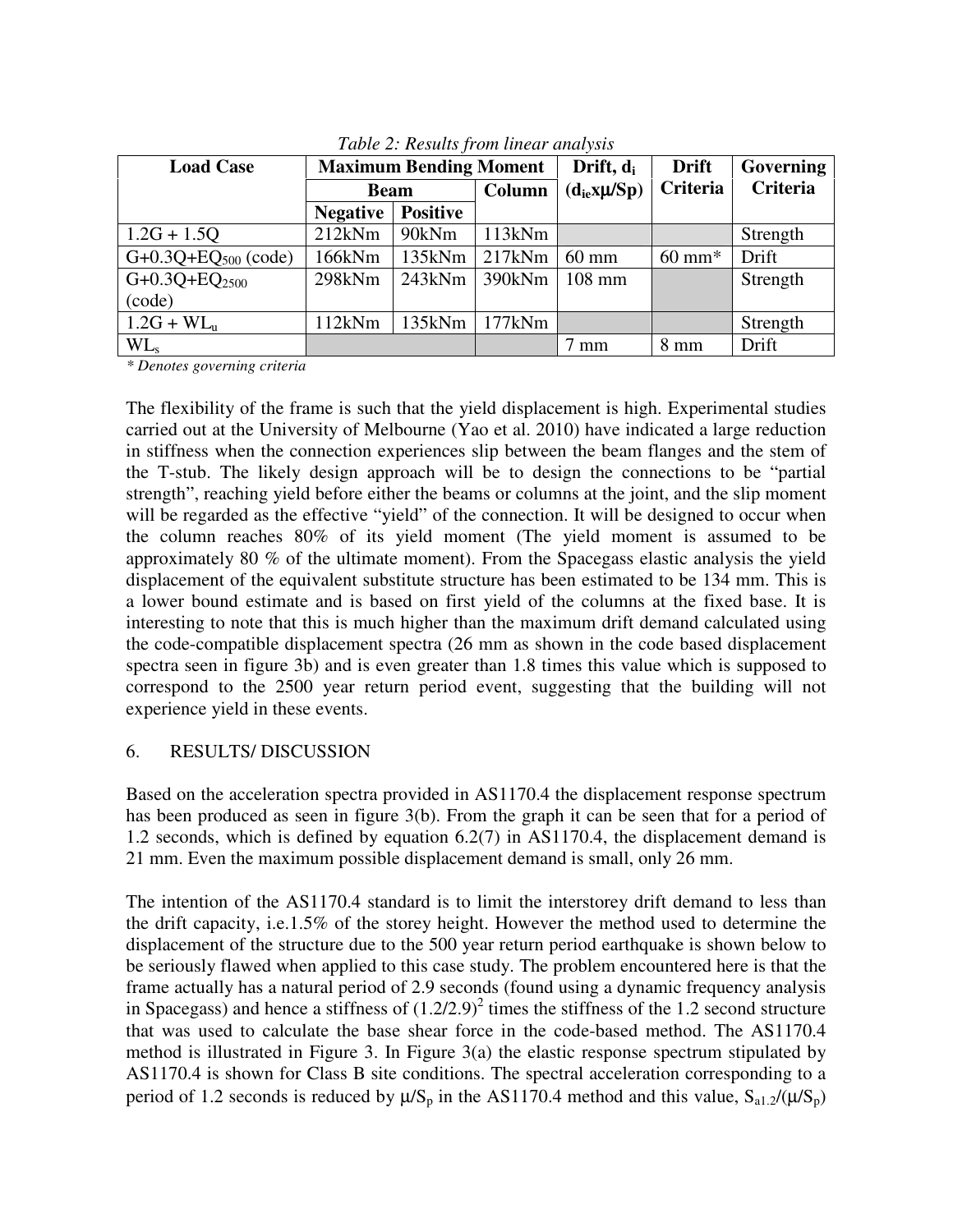*Table 2: Results from linear analysis*

| Load Case | Maximum Bending Moment | | | Drift, $d_i$ | Drift Criteria | Governing Criteria |
|---|---|---|---|---|---|---|
| | Beam | | Column | ($d_{ie}$x$\mu$/Sp) | | |
| | Negative | Positive | | | | |
| 1.2G + 1.5Q | 212kNm | 90kNm | 113kNm | | | Strength |
| G+0.3Q+$EQ_{500}$ (code) | 166kNm | 135kNm | 217kNm | 60 mm | 60 mm* | Drift |
| G+0.3Q+$EQ_{2500}$ (code) | 298kNm | 243kNm | 390kNm | 108 mm | | Strength |
| 1.2G + $WL_u$ | 112kNm | 135kNm | 177kNm | | | Strength |
| $WL_s$ | | | | 7 mm | 8 mm | Drift |

*\* Denotes governing criteria*

The flexibility of the frame is such that the yield displacement is high. Experimental studies carried out at the University of Melbourne (Yao et al. 2010) have indicated a large reduction in stiffness when the connection experiences slip between the beam flanges and the stem of the T-stub. The likely design approach will be to design the connections to be "partial strength", reaching yield before either the beams or columns at the joint, and the slip moment will be regarded as the effective "yield" of the connection. It will be designed to occur when the column reaches 80% of its yield moment (The yield moment is assumed to be approximately 80 % of the ultimate moment). From the Spacegass elastic analysis the yield displacement of the equivalent substitute structure has been estimated to be 134 mm. This is a lower bound estimate and is based on first yield of the columns at the fixed base. It is interesting to note that this is much higher than the maximum drift demand calculated using the code-compatible displacement spectra (26 mm as shown in the code based displacement spectra seen in figure 3b) and is even greater than 1.8 times this value which is supposed to correspond to the 2500 year return period event, suggesting that the building will not experience yield in these events.

## 6. RESULTS/ DISCUSSION

Based on the acceleration spectra provided in AS1170.4 the displacement response spectrum has been produced as seen in figure 3(b). From the graph it can be seen that for a period of 1.2 seconds, which is defined by equation 6.2(7) in AS1170.4, the displacement demand is 21 mm. Even the maximum possible displacement demand is small, only 26 mm.

The intention of the AS1170.4 standard is to limit the interstorey drift demand to less than the drift capacity, i.e.1.5% of the storey height. However the method used to determine the displacement of the structure due to the 500 year return period earthquake is shown below to be seriously flawed when applied to this case study. The problem encountered here is that the frame actually has a natural period of 2.9 seconds (found using a dynamic frequency analysis in Spacegass) and hence a stiffness of $(1.2/2.9)^2$ times the stiffness of the 1.2 second structure that was used to calculate the base shear force in the code-based method. The AS1170.4 method is illustrated in Figure 3. In Figure 3(a) the elastic response spectrum stipulated by AS1170.4 is shown for Class B site conditions. The spectral acceleration corresponding to a period of 1.2 seconds is reduced by $\mu/S_p$ in the AS1170.4 method and this value, $S_{a1.2}/(\mu/S_p)$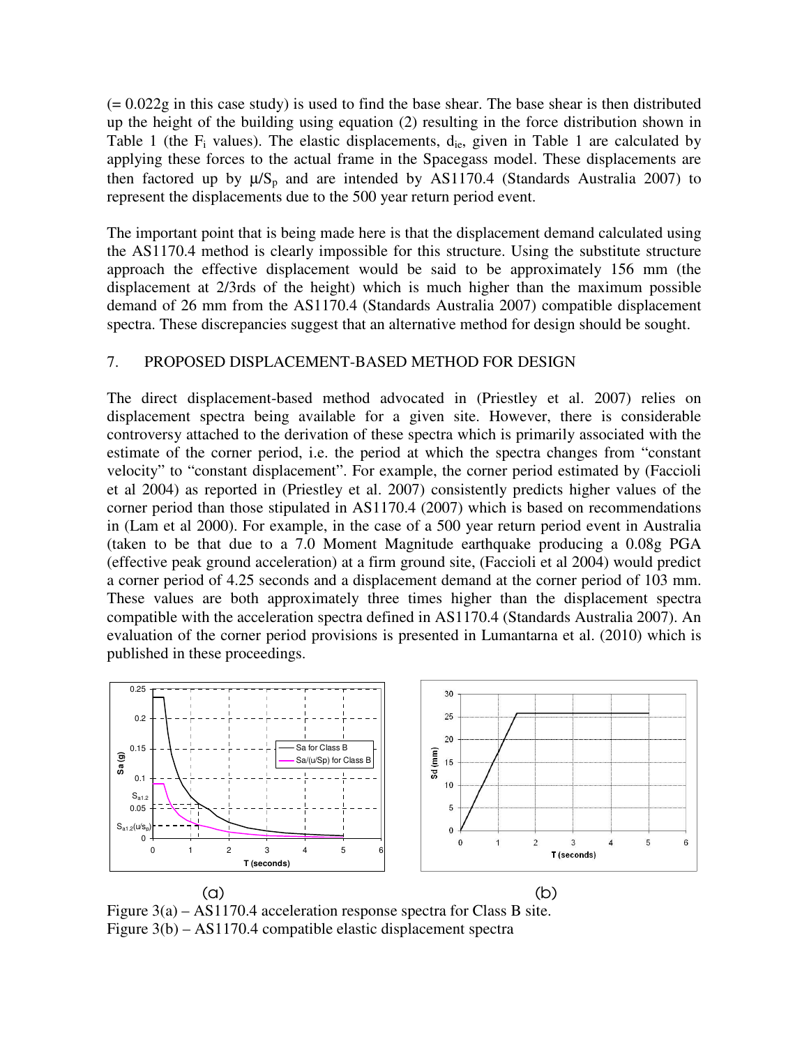(= 0.022g in this case study) is used to find the base shear. The base shear is then distributed up the height of the building using equation (2) resulting in the force distribution shown in Table 1 (the $F_i$ values). The elastic displacements, $d_{ie}$, given in Table 1 are calculated by applying these forces to the actual frame in the Spacegass model. These displacements are then factored up by $\mu/S_p$ and are intended by AS1170.4 (Standards Australia 2007) to represent the displacements due to the 500 year return period event.

The important point that is being made here is that the displacement demand calculated using the AS1170.4 method is clearly impossible for this structure. Using the substitute structure approach the effective displacement would be said to be approximately 156 mm (the displacement at 2/3rds of the height) which is much higher than the maximum possible demand of 26 mm from the AS1170.4 (Standards Australia 2007) compatible displacement spectra. These discrepancies suggest that an alternative method for design should be sought.

## 7. PROPOSED DISPLACEMENT-BASED METHOD FOR DESIGN

The direct displacement-based method advocated in (Priestley et al. 2007) relies on displacement spectra being available for a given site. However, there is considerable controversy attached to the derivation of these spectra which is primarily associated with the estimate of the corner period, i.e. the period at which the spectra changes from "constant velocity" to "constant displacement". For example, the corner period estimated by (Faccioli et al 2004) as reported in (Priestley et al. 2007) consistently predicts higher values of the corner period than those stipulated in AS1170.4 (2007) which is based on recommendations in (Lam et al 2000). For example, in the case of a 500 year return period event in Australia (taken to be that due to a 7.0 Moment Magnitude earthquake producing a 0.08g PGA (effective peak ground acceleration) at a firm ground site, (Faccioli et al 2004) would predict a corner period of 4.25 seconds and a displacement demand at the corner period of 103 mm. These values are both approximately three times higher than the displacement spectra compatible with the acceleration spectra defined in AS1170.4 (Standards Australia 2007). An evaluation of the corner period provisions is presented in Lumantarna et al. (2010) which is published in these proceedings.

(a) (b)

Figure 3(a) – AS1170.4 acceleration response spectra for Class B site.
Figure 3(b) – AS1170.4 compatible elastic displacement spectra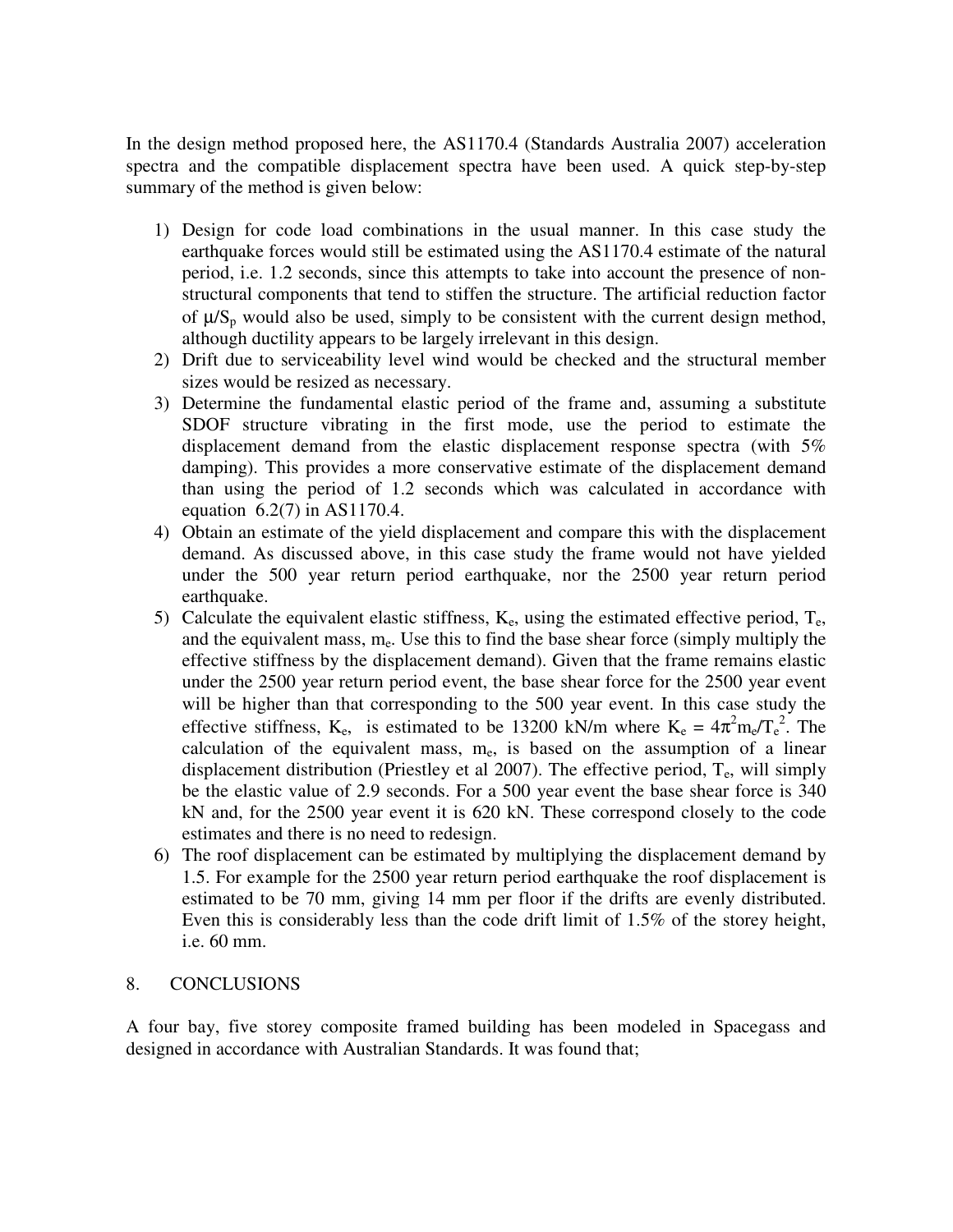In the design method proposed here, the AS1170.4 (Standards Australia 2007) acceleration spectra and the compatible displacement spectra have been used. A quick step-by-step summary of the method is given below:

1) Design for code load combinations in the usual manner. In this case study the earthquake forces would still be estimated using the AS1170.4 estimate of the natural period, i.e. 1.2 seconds, since this attempts to take into account the presence of non-structural components that tend to stiffen the structure. The artificial reduction factor of $\mu/S_p$ would also be used, simply to be consistent with the current design method, although ductility appears to be largely irrelevant in this design.
2) Drift due to serviceability level wind would be checked and the structural member sizes would be resized as necessary.
3) Determine the fundamental elastic period of the frame and, assuming a substitute SDOF structure vibrating in the first mode, use the period to estimate the displacement demand from the elastic displacement response spectra (with 5% damping). This provides a more conservative estimate of the displacement demand than using the period of 1.2 seconds which was calculated in accordance with equation 6.2(7) in AS1170.4.
4) Obtain an estimate of the yield displacement and compare this with the displacement demand. As discussed above, in this case study the frame would not have yielded under the 500 year return period earthquake, nor the 2500 year return period earthquake.
5) Calculate the equivalent elastic stiffness, $K_e$, using the estimated effective period, $T_e$, and the equivalent mass, $m_e$. Use this to find the base shear force (simply multiply the effective stiffness by the displacement demand). Given that the frame remains elastic under the 2500 year return period event, the base shear force for the 2500 year event will be higher than that corresponding to the 500 year event. In this case study the effective stiffness, $K_e$, is estimated to be 13200 kN/m where $K_e = 4\pi^2 m_e/T_e^2$. The calculation of the equivalent mass, $m_e$, is based on the assumption of a linear displacement distribution (Priestley et al 2007). The effective period, $T_e$, will simply be the elastic value of 2.9 seconds. For a 500 year event the base shear force is 340 kN and, for the 2500 year event it is 620 kN. These correspond closely to the code estimates and there is no need to redesign.
6) The roof displacement can be estimated by multiplying the displacement demand by 1.5. For example for the 2500 year return period earthquake the roof displacement is estimated to be 70 mm, giving 14 mm per floor if the drifts are evenly distributed. Even this is considerably less than the code drift limit of 1.5% of the storey height, i.e. 60 mm.

## 8. CONCLUSIONS

A four bay, five storey composite framed building has been modeled in Spacegass and designed in accordance with Australian Standards. It was found that;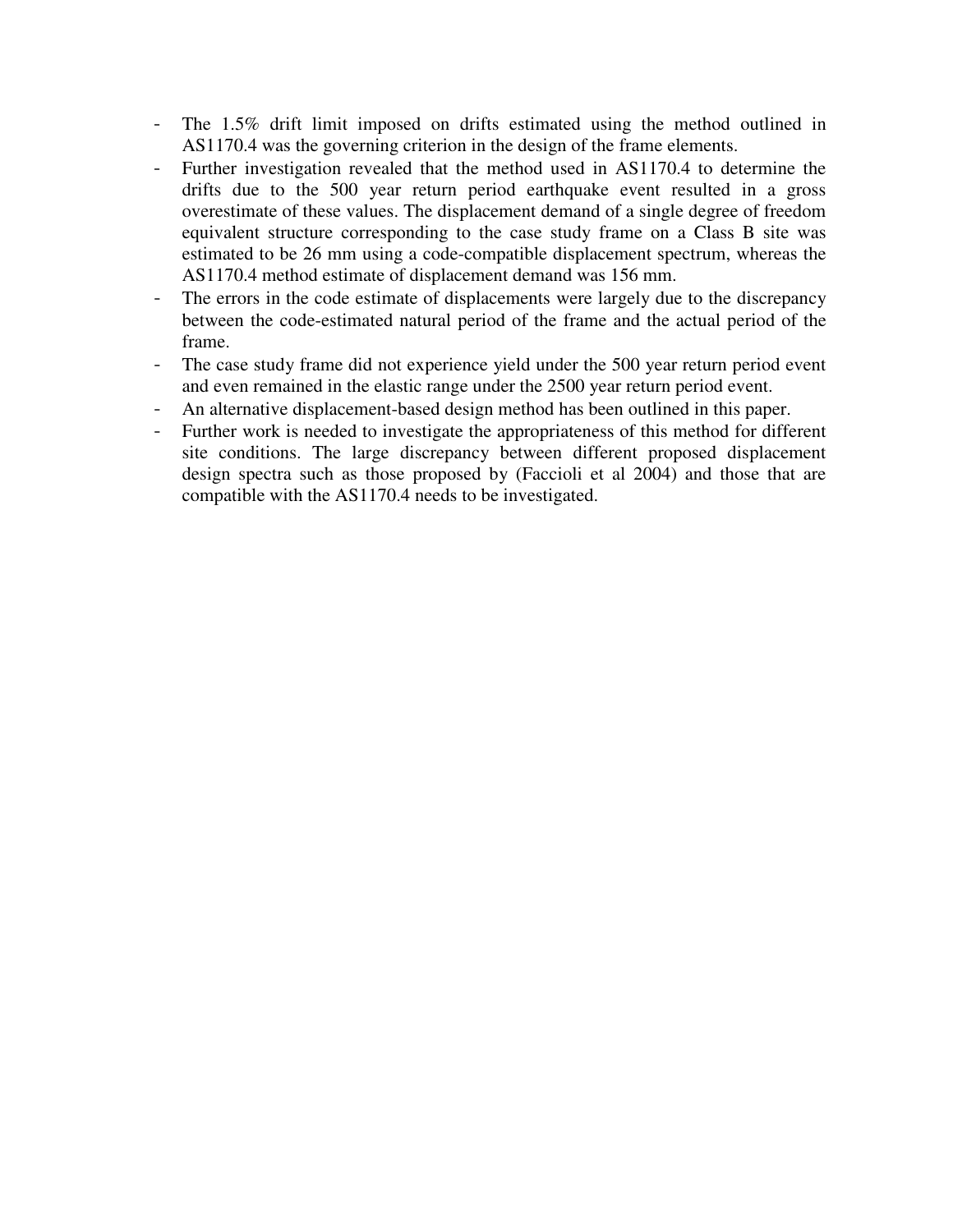- The 1.5% drift limit imposed on drifts estimated using the method outlined in AS1170.4 was the governing criterion in the design of the frame elements.
- Further investigation revealed that the method used in AS1170.4 to determine the drifts due to the 500 year return period earthquake event resulted in a gross overestimate of these values. The displacement demand of a single degree of freedom equivalent structure corresponding to the case study frame on a Class B site was estimated to be 26 mm using a code-compatible displacement spectrum, whereas the AS1170.4 method estimate of displacement demand was 156 mm.
- The errors in the code estimate of displacements were largely due to the discrepancy between the code-estimated natural period of the frame and the actual period of the frame.
- The case study frame did not experience yield under the 500 year return period event and even remained in the elastic range under the 2500 year return period event.
- An alternative displacement-based design method has been outlined in this paper.
- Further work is needed to investigate the appropriateness of this method for different site conditions. The large discrepancy between different proposed displacement design spectra such as those proposed by (Faccioli et al 2004) and those that are compatible with the AS1170.4 needs to be investigated.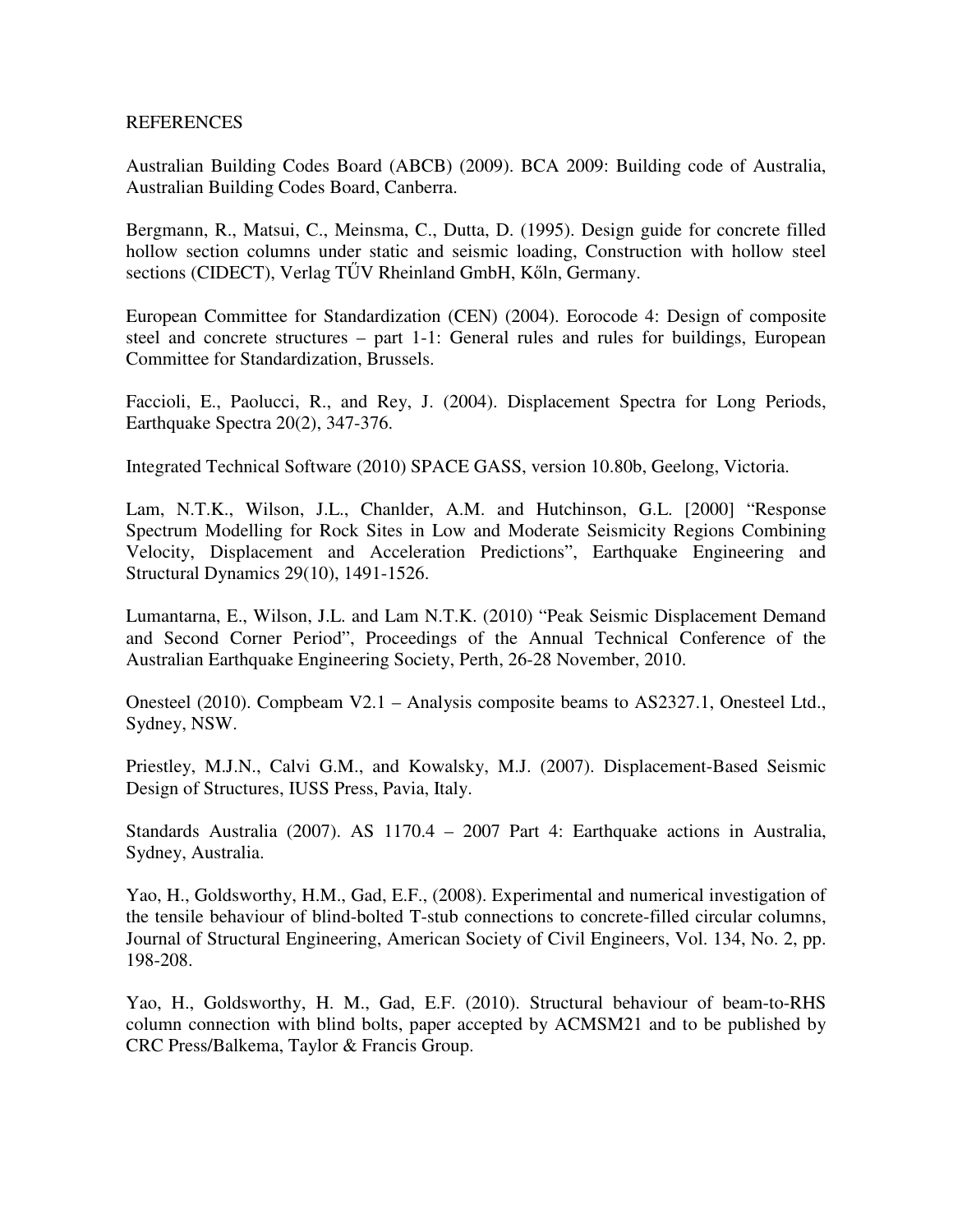# REFERENCES

Australian Building Codes Board (ABCB) (2009). BCA 2009: Building code of Australia, Australian Building Codes Board, Canberra.

Bergmann, R., Matsui, C., Meinsma, C., Dutta, D. (1995). Design guide for concrete filled hollow section columns under static and seismic loading, Construction with hollow steel sections (CIDECT), Verlag TŰV Rheinland GmbH, Kőln, Germany.

European Committee for Standardization (CEN) (2004). Eorocode 4: Design of composite steel and concrete structures – part 1-1: General rules and rules for buildings, European Committee for Standardization, Brussels.

Faccioli, E., Paolucci, R., and Rey, J. (2004). Displacement Spectra for Long Periods, Earthquake Spectra 20(2), 347-376.

Integrated Technical Software (2010) SPACE GASS, version 10.80b, Geelong, Victoria.

Lam, N.T.K., Wilson, J.L., Chanlder, A.M. and Hutchinson, G.L. [2000] "Response Spectrum Modelling for Rock Sites in Low and Moderate Seismicity Regions Combining Velocity, Displacement and Acceleration Predictions", Earthquake Engineering and Structural Dynamics 29(10), 1491-1526.

Lumantarna, E., Wilson, J.L. and Lam N.T.K. (2010) "Peak Seismic Displacement Demand and Second Corner Period", Proceedings of the Annual Technical Conference of the Australian Earthquake Engineering Society, Perth, 26-28 November, 2010.

Onesteel (2010). Compbeam V2.1 – Analysis composite beams to AS2327.1, Onesteel Ltd., Sydney, NSW.

Priestley, M.J.N., Calvi G.M., and Kowalsky, M.J. (2007). Displacement-Based Seismic Design of Structures, IUSS Press, Pavia, Italy.

Standards Australia (2007). AS 1170.4 – 2007 Part 4: Earthquake actions in Australia, Sydney, Australia.

Yao, H., Goldsworthy, H.M., Gad, E.F., (2008). Experimental and numerical investigation of the tensile behaviour of blind-bolted T-stub connections to concrete-filled circular columns, Journal of Structural Engineering, American Society of Civil Engineers, Vol. 134, No. 2, pp. 198-208.

Yao, H., Goldsworthy, H. M., Gad, E.F. (2010). Structural behaviour of beam-to-RHS column connection with blind bolts, paper accepted by ACMSM21 and to be published by CRC Press/Balkema, Taylor & Francis Group.